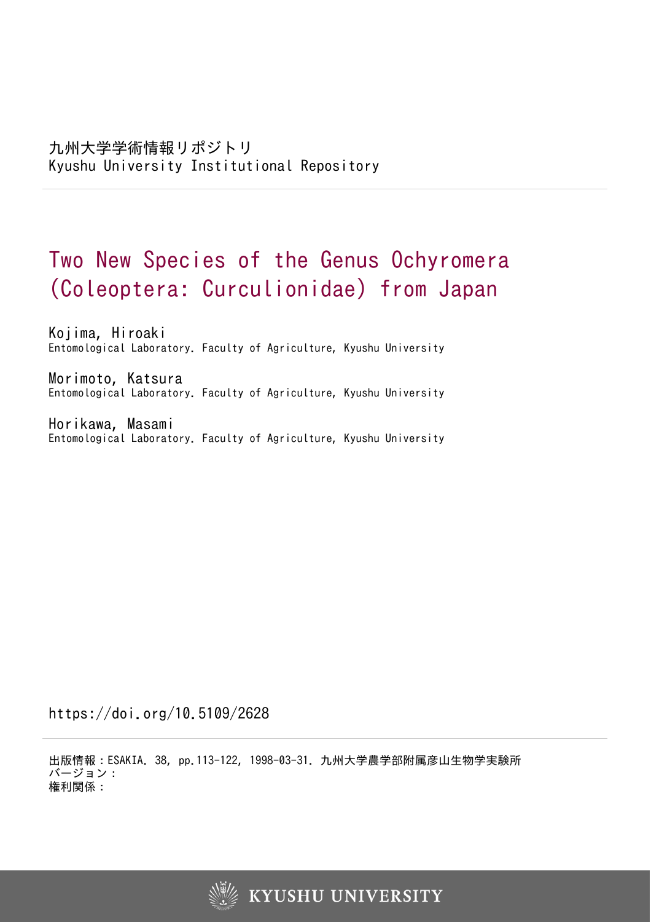九州大学学術情報リポジトリ
Kyushu University Institutional Repository

# Two New Species of the Genus Ochyromera (Coleoptera: Curculionidae) from Japan

Kojima, Hiroaki
Entomological Laboratory. Faculty of Agriculture, Kyushu University

Morimoto, Katsura
Entomological Laboratory. Faculty of Agriculture, Kyushu University

Horikawa, Masami
Entomological Laboratory. Faculty of Agriculture, Kyushu University

https://doi.org/10.5109/2628

出版情報：ESAKIA. 38, pp.113-122, 1998-03-31. 九州大学農学部附属彦山生物学実験所
バージョン：
権利関係：

KYUSHU UNIVERSITY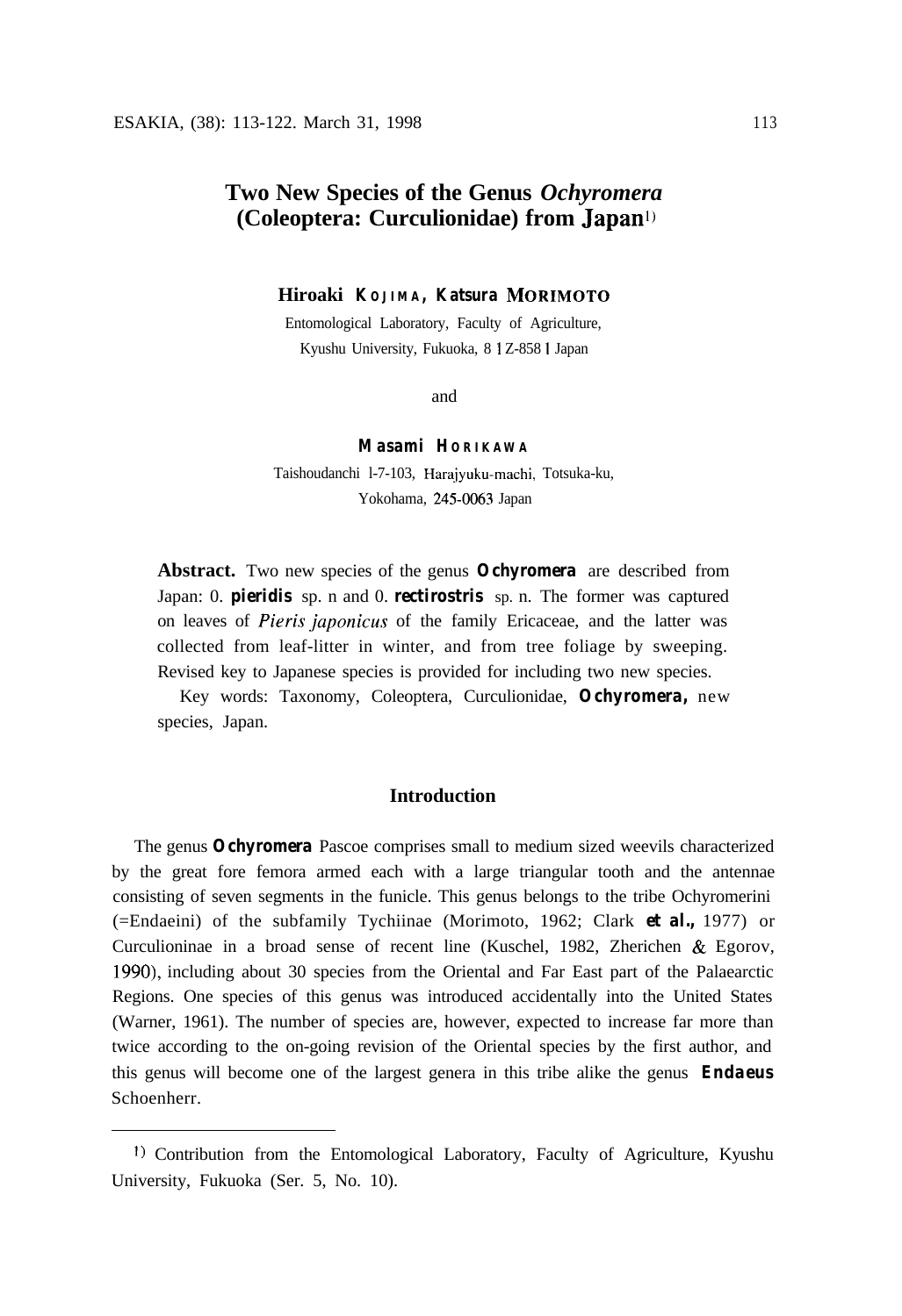# Two New Species of the Genus *Ochyromera* (Coleoptera: Curculionidae) from Japan[1]

**Hiroaki KOJIMA, Katsura MORIMOTO**

Entomological Laboratory, Faculty of Agriculture, Kyushu University, Fukuoka, 812-8581 Japan

and

**Masami HORIKAWA**

Taishoudanchi 1-7-103, Harajyuku-machi, Totsuka-ku, Yokohama, 245-0063 Japan

**Abstract.** Two new species of the genus ***Ochyromera*** are described from Japan: *O.* ***pieridis*** sp. n and *O.* ***rectirostris*** sp. n. The former was captured on leaves of *Pieris japonicus* of the family Ericaceae, and the latter was collected from leaf-litter in winter, and from tree foliage by sweeping. Revised key to Japanese species is provided for including two new species.

Key words: Taxonomy, Coleoptera, Curculionidae, ***Ochyromera*****,** new species, Japan.

## Introduction

The genus ***Ochyromera*** Pascoe comprises small to medium sized weevils characterized by the great fore femora armed each with a large triangular tooth and the antennae consisting of seven segments in the funicle. This genus belongs to the tribe Ochyromerini (=Endaeini) of the subfamily Tychiinae (Morimoto, 1962; Clark ***et al.*****,** 1977) or Curculioninae in a broad sense of recent line (Kuschel, 1982, Zherichen & Egorov, 1990), including about 30 species from the Oriental and Far East part of the Palaearctic Regions. One species of this genus was introduced accidentally into the United States (Warner, 1961). The number of species are, however, expected to increase far more than twice according to the on-going revision of the Oriental species by the first author, and this genus will become one of the largest genera in this tribe alike the genus ***Endaeus*** Schoenherr.

---

[1] Contribution from the Entomological Laboratory, Faculty of Agriculture, Kyushu University, Fukuoka (Ser. 5, No. 10).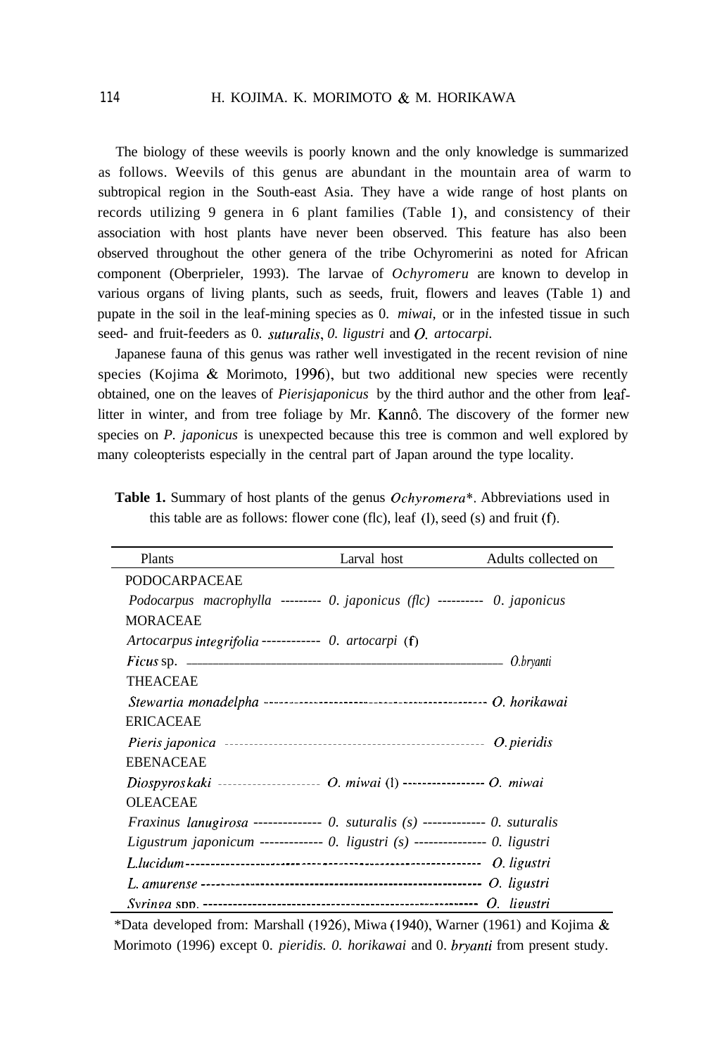The biology of these weevils is poorly known and the only knowledge is summarized as follows. Weevils of this genus are abundant in the mountain area of warm to subtropical region in the South-east Asia. They have a wide range of host plants on records utilizing 9 genera in 6 plant families (Table 1), and consistency of their association with host plants have never been observed. This feature has also been observed throughout the other genera of the tribe Ochyromerini as noted for African component (Oberprieler, 1993). The larvae of *Ochyromeru* are known to develop in various organs of living plants, such as seeds, fruit, flowers and leaves (Table 1) and pupate in the soil in the leaf-mining species as 0. *miwai*, or in the infested tissue in such seed- and fruit-feeders as 0. *suturalis*, *0. ligustri* and *O. artocarpi.*

Japanese fauna of this genus was rather well investigated in the recent revision of nine species (Kojima & Morimoto, 1996), but two additional new species were recently obtained, one on the leaves of *Pierisjaponicus* by the third author and the other from leaf-litter in winter, and from tree foliage by Mr. Kannô. The discovery of the former new species on *P. japonicus* is unexpected because this tree is common and well explored by many coleopterists especially in the central part of Japan around the type locality.

**Table 1.** Summary of host plants of the genus *Ochyromera*\*. Abbreviations used in this table are as follows: flower cone (flc), leaf (l), seed (s) and fruit (f).

| Plants | Larval host | Adults collected on |
|---|---|---|
| PODOCARPACEAE | | |
| *Podocarpus macrophylla* | *0. japonicus (flc)* | *0. japonicus* |
| MORACEAE | | |
| *Artocarpus integrifolia* | *0. artocarpi* (f) | |
| *Ficus* sp. | | *O.bryanti* |
| THEACEAE | | |
| *Stewartia monadelpha* | | *O. horikawai* |
| ERICACEAE | | |
| *Pieris japonica* | | *O. pieridis* |
| EBENACEAE | | |
| *Diospyros kaki* | *O. miwai* (l) | *O. miwai* |
| OLEACEAE | | |
| *Fraxinus lanugirosa* | *0. suturalis (s)* | *0. suturalis* |
| *Ligustrum japonicum* | *0. ligustri (s)* | *0. ligustri* |
| *L.lucidum* | | *O. ligustri* |
| *L. amurense* | | *O. ligustri* |
| *Syringa* spp. | | *O. ligustri* |

\*Data developed from: Marshall (1926), Miwa (1940), Warner (1961) and Kojima & Morimoto (1996) except 0. *pieridis. 0. horikawai* and 0. *bryanti* from present study.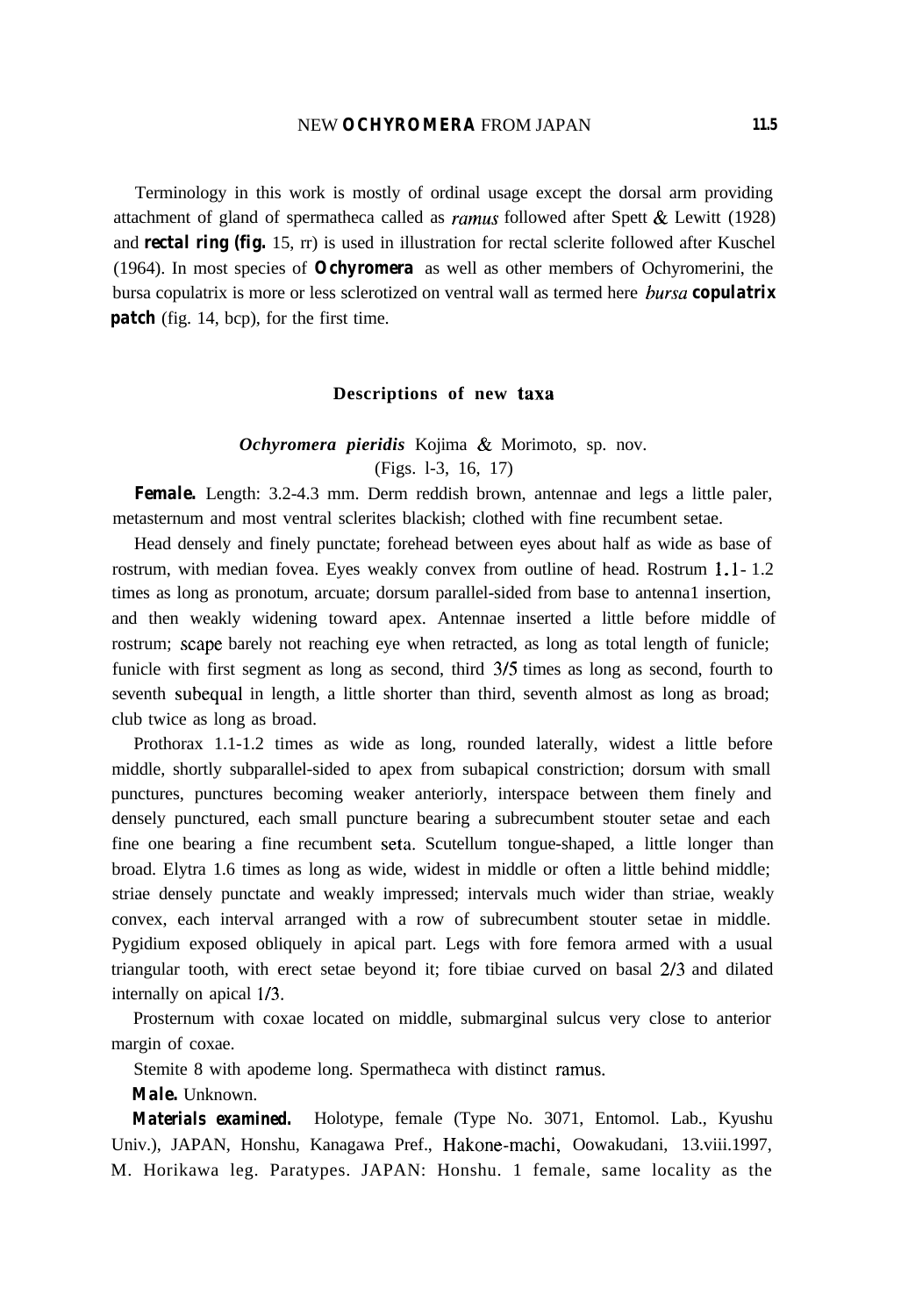Terminology in this work is mostly of ordinal usage except the dorsal arm providing attachment of gland of spermatheca called as *ramus* followed after Spett & Lewitt (1928) and **rectal ring (fig.** 15, rr) is used in illustration for rectal sclerite followed after Kuschel (1964). In most species of ***Ochyromera*** as well as other members of Ochyromerini, the bursa copulatrix is more or less sclerotized on ventral wall as termed here ***bursa copulatrix* patch** (fig. 14, bcp), for the first time.

## Descriptions of new taxa

### *Ochyromera pieridis* Kojima & Morimoto, sp. nov.

(Figs. 1-3, 16, 17)

**Female.** Length: 3.2-4.3 mm. Derm reddish brown, antennae and legs a little paler, metasternum and most ventral sclerites blackish; clothed with fine recumbent setae.

Head densely and finely punctate; forehead between eyes about half as wide as base of rostrum, with median fovea. Eyes weakly convex from outline of head. Rostrum 1.1- 1.2 times as long as pronotum, arcuate; dorsum parallel-sided from base to antennal insertion, and then weakly widening toward apex. Antennae inserted a little before middle of rostrum; scape barely not reaching eye when retracted, as long as total length of funicle; funicle with first segment as long as second, third 3/5 times as long as second, fourth to seventh subequal in length, a little shorter than third, seventh almost as long as broad; club twice as long as broad.

Prothorax 1.1-1.2 times as wide as long, rounded laterally, widest a little before middle, shortly subparallel-sided to apex from subapical constriction; dorsum with small punctures, punctures becoming weaker anteriorly, interspace between them finely and densely punctured, each small puncture bearing a subrecumbent stouter setae and each fine one bearing a fine recumbent seta. Scutellum tongue-shaped, a little longer than broad. Elytra 1.6 times as long as wide, widest in middle or often a little behind middle; striae densely punctate and weakly impressed; intervals much wider than striae, weakly convex, each interval arranged with a row of subrecumbent stouter setae in middle. Pygidium exposed obliquely in apical part. Legs with fore femora armed with a usual triangular tooth, with erect setae beyond it; fore tibiae curved on basal 2/3 and dilated internally on apical 1/3.

Prosternum with coxae located on middle, submarginal sulcus very close to anterior margin of coxae.

Stemite 8 with apodeme long. Spermatheca with distinct ramus.

**Male.** Unknown.

**Materials examined.** Holotype, female (Type No. 3071, Entomol. Lab., Kyushu Univ.), JAPAN, Honshu, Kanagawa Pref., Hakone-machi, Oowakudani, 13.viii.1997, M. Horikawa leg. Paratypes. JAPAN: Honshu. 1 female, same locality as the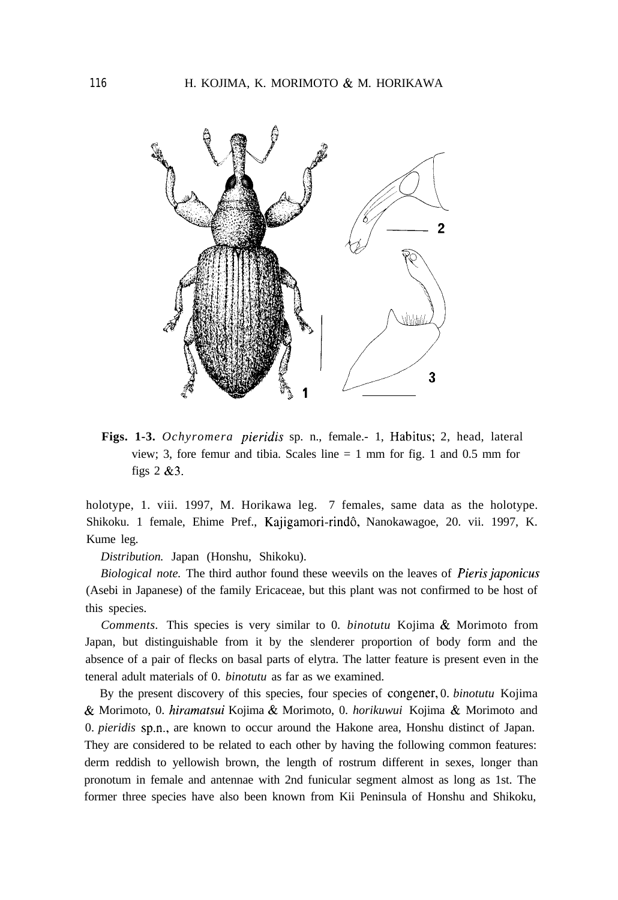**Figs. 1-3.** *Ochyromera pieridis* sp. n., female.- 1, Habitus; 2, head, lateral view; 3, fore femur and tibia. Scales line = 1 mm for fig. 1 and 0.5 mm for figs 2 &3.

holotype, 1. viii. 1997, M. Horikawa leg. 7 females, same data as the holotype. Shikoku. 1 female, Ehime Pref., Kajigamori-rindô, Nanokawagoe, 20. vii. 1997, K. Kume leg.

*Distribution.* Japan (Honshu, Shikoku).

*Biological note.* The third author found these weevils on the leaves of *Pieris japonicus* (Asebi in Japanese) of the family Ericaceae, but this plant was not confirmed to be host of this species.

*Comments*. This species is very similar to 0. *binotutu* Kojima & Morimoto from Japan, but distinguishable from it by the slenderer proportion of body form and the absence of a pair of flecks on basal parts of elytra. The latter feature is present even in the teneral adult materials of 0. *binotutu* as far as we examined.

By the present discovery of this species, four species of congener, 0. *binotutu* Kojima & Morimoto, 0. *hiramatsui* Kojima & Morimoto, 0. *horikuwui* Kojima & Morimoto and 0. *pieridis* sp.n., are known to occur around the Hakone area, Honshu distinct of Japan. They are considered to be related to each other by having the following common features: derm reddish to yellowish brown, the length of rostrum different in sexes, longer than pronotum in female and antennae with 2nd funicular segment almost as long as 1st. The former three species have also been known from Kii Peninsula of Honshu and Shikoku,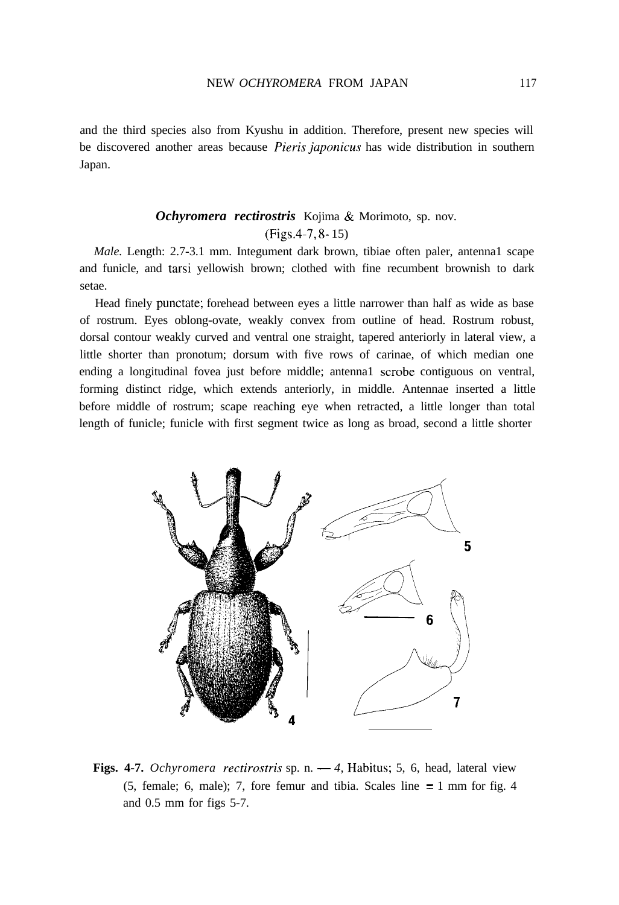and the third species also from Kyushu in addition. Therefore, present new species will be discovered another areas because *Pieris japonicus* has wide distribution in southern Japan.

### *Ochyromera rectirostris* Kojima & Morimoto, sp. nov.

(Figs.4-7, 8-15)

*Male.* Length: 2.7-3.1 mm. Integument dark brown, tibiae often paler, antenna1 scape and funicle, and tarsi yellowish brown; clothed with fine recumbent brownish to dark setae.

Head finely punctate; forehead between eyes a little narrower than half as wide as base of rostrum. Eyes oblong-ovate, weakly convex from outline of head. Rostrum robust, dorsal contour weakly curved and ventral one straight, tapered anteriorly in lateral view, a little shorter than pronotum; dorsum with five rows of carinae, of which median one ending a longitudinal fovea just before middle; antenna1 scrobe contiguous on ventral, forming distinct ridge, which extends anteriorly, in middle. Antennae inserted a little before middle of rostrum; scape reaching eye when retracted, a little longer than total length of funicle; funicle with first segment twice as long as broad, second a little shorter

**Figs. 4-7.** *Ochyromera rectirostris* sp. n. — *4,* Habitus; 5, 6, head, lateral view (5, female; 6, male); 7, fore femur and tibia. Scales line = 1 mm for fig. 4 and 0.5 mm for figs 5-7.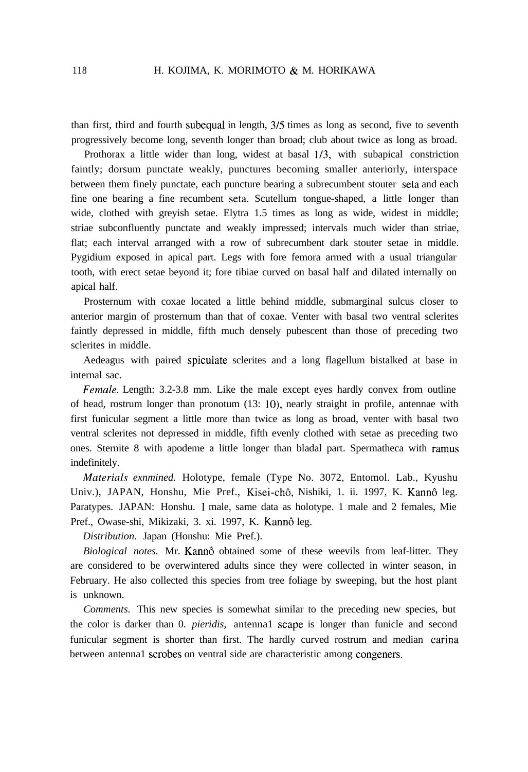than first, third and fourth subequal in length, 3/5 times as long as second, five to seventh progressively become long, seventh longer than broad; club about twice as long as broad.

Prothorax a little wider than long, widest at basal 1/3, with subapical constriction faintly; dorsum punctate weakly, punctures becoming smaller anteriorly, interspace between them finely punctate, each puncture bearing a subrecumbent stouter seta and each fine one bearing a fine recumbent seta. Scutellum tongue-shaped, a little longer than wide, clothed with greyish setae. Elytra 1.5 times as long as wide, widest in middle; striae subconfluently punctate and weakly impressed; intervals much wider than striae, flat; each interval arranged with a row of subrecumbent dark stouter setae in middle. Pygidium exposed in apical part. Legs with fore femora armed with a usual triangular tooth, with erect setae beyond it; fore tibiae curved on basal half and dilated internally on apical half.

Prosternum with coxae located a little behind middle, submarginal sulcus closer to anterior margin of prosternum than that of coxae. Venter with basal two ventral sclerites faintly depressed in middle, fifth much densely pubescent than those of preceding two sclerites in middle.

Aedeagus with paired spiculate sclerites and a long flagellum bistalked at base in internal sac.

*Female.* Length: 3.2-3.8 mm. Like the male except eyes hardly convex from outline of head, rostrum longer than pronotum (13: 10), nearly straight in profile, antennae with first funicular segment a little more than twice as long as broad, venter with basal two ventral sclerites not depressed in middle, fifth evenly clothed with setae as preceding two ones. Sternite 8 with apodeme a little longer than bladal part. Spermatheca with ramus indefinitely.

*Materials exnmined.* Holotype, female (Type No. 3072, Entomol. Lab., Kyushu Univ.), JAPAN, Honshu, Mie Pref., Kisei-chô, Nishiki, 1. ii. 1997, K. Kannô leg. Paratypes. JAPAN: Honshu. 1 male, same data as holotype. 1 male and 2 females, Mie Pref., Owase-shi, Mikizaki, 3. xi. 1997, K. Kannô leg.

*Distribution.* Japan (Honshu: Mie Pref.).

*Biological notes.* Mr. Kannô obtained some of these weevils from leaf-litter. They are considered to be overwintered adults since they were collected in winter season, in February. He also collected this species from tree foliage by sweeping, but the host plant is unknown.

*Comments.* This new species is somewhat similar to the preceding new species, but the color is darker than 0. *pieridis,* antenna1 scape is longer than funicle and second funicular segment is shorter than first. The hardly curved rostrum and median carina between antenna1 scrobes on ventral side are characteristic among congeners.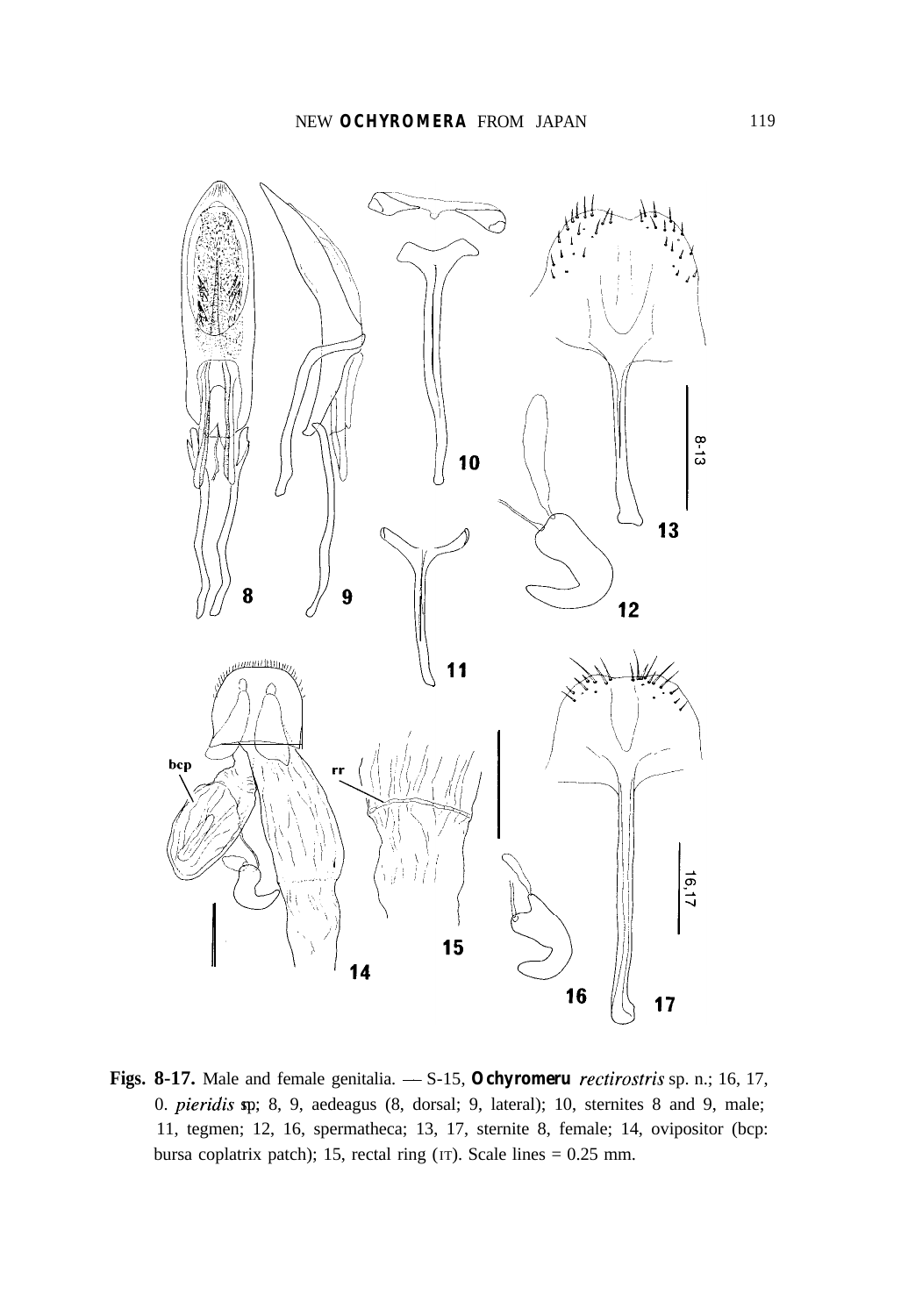**Figs. 8-17.** Male and female genitalia. — S-15, ***Ochyromeru** rectirostris* sp. n.; 16, 17, 0. *pieridis* sp.; 8, 9, aedeagus (8, dorsal; 9, lateral); 10, sternites 8 and 9, male; 11, tegmen; 12, 16, spermatheca; 13, 17, sternite 8, female; 14, ovipositor (bcp: bursa coplatrix patch); 15, rectal ring (rr). Scale lines = 0.25 mm.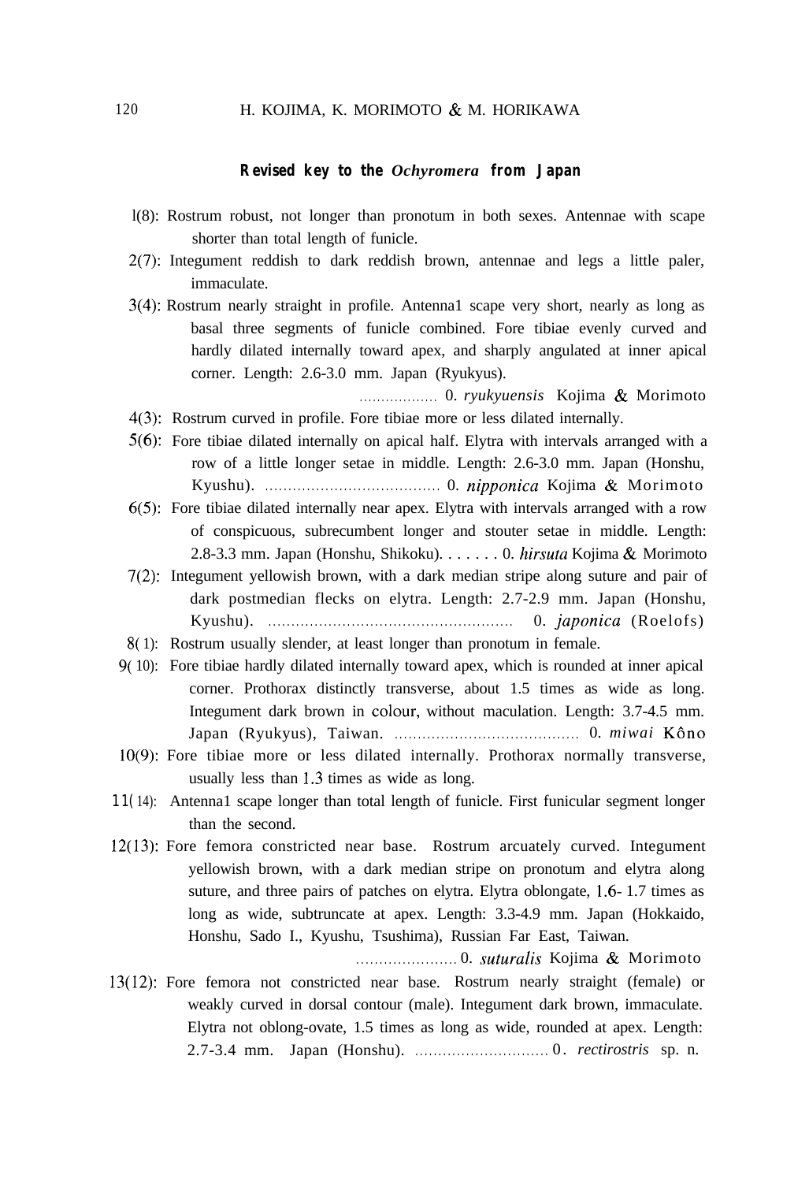## Revised key to the *Ochyromera* from Japan

1(8): Rostrum robust, not longer than pronotum in both sexes. Antennae with scape shorter than total length of funicle.

2(7): Integument reddish to dark reddish brown, antennae and legs a little paler, immaculate.

3(4): Rostrum nearly straight in profile. Antennal scape very short, nearly as long as basal three segments of funicle combined. Fore tibiae evenly curved and hardly dilated internally toward apex, and sharply angulated at inner apical corner. Length: 2.6-3.0 mm. Japan (Ryukyus). ................. *O. ryukyuensis* Kojima & Morimoto

4(3): Rostrum curved in profile. Fore tibiae more or less dilated internally.

5(6): Fore tibiae dilated internally on apical half. Elytra with intervals arranged with a row of a little longer setae in middle. Length: 2.6-3.0 mm. Japan (Honshu, Kyushu). ...................................... *O. nipponica* Kojima & Morimoto

6(5): Fore tibiae dilated internally near apex. Elytra with intervals arranged with a row of conspicuous, subrecumbent longer and stouter setae in middle. Length: 2.8-3.3 mm. Japan (Honshu, Shikoku). . . . . . . *O. hirsuta* Kojima & Morimoto

7(2): Integument yellowish brown, with a dark median stripe along suture and pair of dark postmedian flecks on elytra. Length: 2.7-2.9 mm. Japan (Honshu, Kyushu). .................................................... *O. japonica* (Roelofs)

8(1): Rostrum usually slender, at least longer than pronotum in female.

9(10): Fore tibiae hardly dilated internally toward apex, which is rounded at inner apical corner. Prothorax distinctly transverse, about 1.5 times as wide as long. Integument dark brown in colour, without maculation. Length: 3.7-4.5 mm. Japan (Ryukyus), Taiwan. ........................................ *O. miwai* Kôno

10(9): Fore tibiae more or less dilated internally. Prothorax normally transverse, usually less than 1.3 times as wide as long.

11(14): Antennal scape longer than total length of funicle. First funicular segment longer than the second.

12(13): Fore femora constricted near base. Rostrum arcuately curved. Integument yellowish brown, with a dark median stripe on pronotum and elytra along suture, and three pairs of patches on elytra. Elytra oblongate, 1.6-1.7 times as long as wide, subtruncate at apex. Length: 3.3-4.9 mm. Japan (Hokkaido, Honshu, Sado I., Kyushu, Tsushima), Russian Far East, Taiwan. ...................... *O. suturalis* Kojima & Morimoto

13(12): Fore femora not constricted near base. Rostrum nearly straight (female) or weakly curved in dorsal contour (male). Integument dark brown, immaculate. Elytra not oblong-ovate, 1.5 times as long as wide, rounded at apex. Length: 2.7-3.4 mm. Japan (Honshu). ............................. *O. rectirostris* sp. n.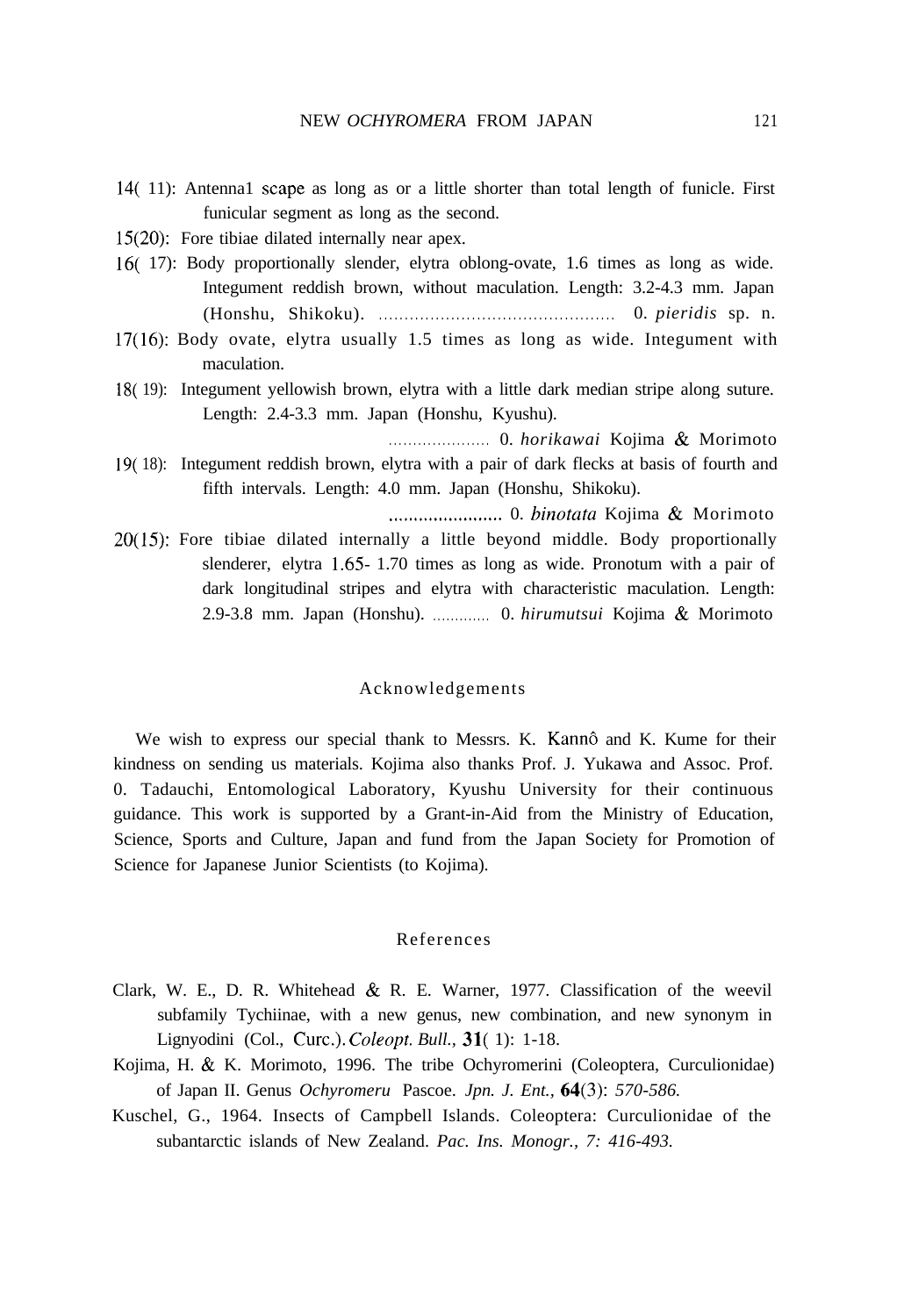14( 11): Antenna1 scape as long as or a little shorter than total length of funicle. First funicular segment as long as the second.

15(20): Fore tibiae dilated internally near apex.

16( 17): Body proportionally slender, elytra oblong-ovate, 1.6 times as long as wide. Integument reddish brown, without maculation. Length: 3.2-4.3 mm. Japan (Honshu, Shikoku). .............................................. 0. *pieridis* sp. n.

17(16): Body ovate, elytra usually 1.5 times as long as wide. Integument with maculation.

18( 19): Integument yellowish brown, elytra with a little dark median stripe along suture. Length: 2.4-3.3 mm. Japan (Honshu, Kyushu). ..................... 0. *horikawai* Kojima & Morimoto

19( 18): Integument reddish brown, elytra with a pair of dark flecks at basis of fourth and fifth intervals. Length: 4.0 mm. Japan (Honshu, Shikoku). ....................... 0. *binotata* Kojima & Morimoto

20(15): Fore tibiae dilated internally a little beyond middle. Body proportionally slenderer, elytra 1.65- 1.70 times as long as wide. Pronotum with a pair of dark longitudinal stripes and elytra with characteristic maculation. Length: 2.9-3.8 mm. Japan (Honshu). ............ 0. *hirumutsui* Kojima & Morimoto

## Acknowledgements

We wish to express our special thank to Messrs. K. Kannô and K. Kume for their kindness on sending us materials. Kojima also thanks Prof. J. Yukawa and Assoc. Prof. 0. Tadauchi, Entomological Laboratory, Kyushu University for their continuous guidance. This work is supported by a Grant-in-Aid from the Ministry of Education, Science, Sports and Culture, Japan and fund from the Japan Society for Promotion of Science for Japanese Junior Scientists (to Kojima).

## References

Clark, W. E., D. R. Whitehead & R. E. Warner, 1977. Classification of the weevil subfamily Tychiinae, with a new genus, new combination, and new synonym in Lignyodini (Col., Curc.). *Coleopt. Bull.*, **31**( 1): 1-18.

Kojima, H. & K. Morimoto, 1996. The tribe Ochyromerini (Coleoptera, Curculionidae) of Japan II. Genus *Ochyromeru* Pascoe. *Jpn. J. Ent.*, **64**(3): 570-586.

Kuschel, G., 1964. Insects of Campbell Islands. Coleoptera: Curculionidae of the subantarctic islands of New Zealand. *Pac. Ins. Monogr.*, 7: 416-493.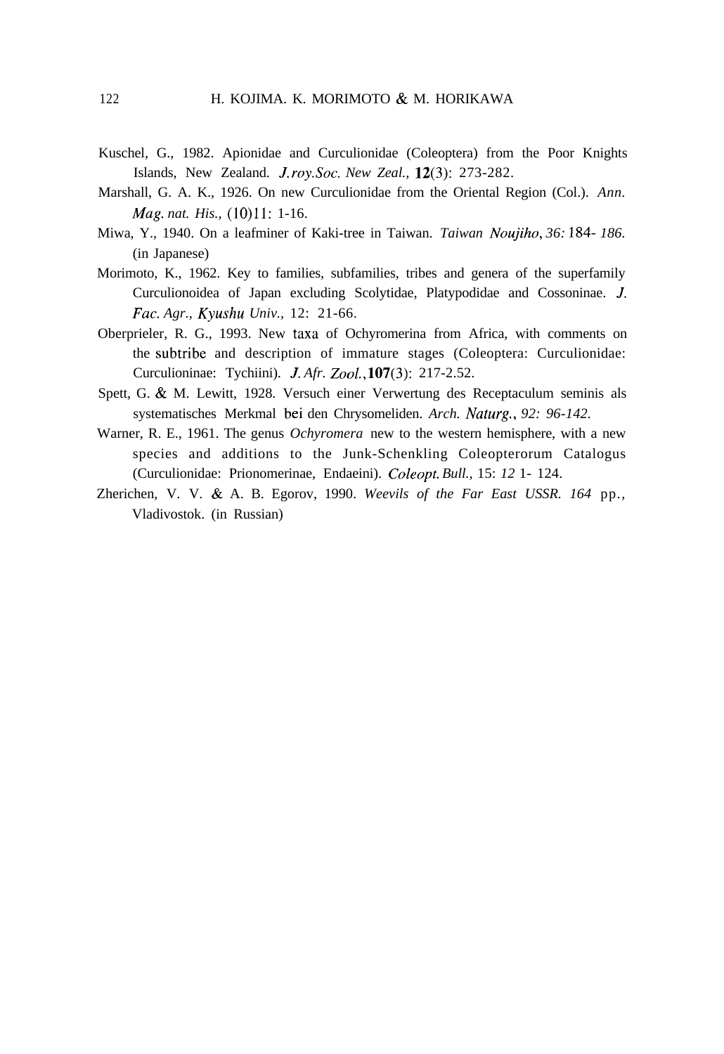Kuschel, G., 1982. Apionidae and Curculionidae (Coleoptera) from the Poor Knights Islands, New Zealand. *J. roy. Soc. New Zeal.,* **12**(3): 273-282.

Marshall, G. A. K., 1926. On new Curculionidae from the Oriental Region (Col.). *Ann. Mag. nat. His.,* (10)11: 1-16.

Miwa, Y., 1940. On a leafminer of Kaki-tree in Taiwan. *Taiwan Noujiho, 36:* 184- *186.* (in Japanese)

Morimoto, K., 1962. Key to families, subfamilies, tribes and genera of the superfamily Curculionoidea of Japan excluding Scolytidae, Platypodidae and Cossoninae. *J. Fac. Agr., Kyushu Univ.,* 12: 21-66.

Oberprieler, R. G., 1993. New taxa of Ochyromerina from Africa, with comments on the subtribe and description of immature stages (Coleoptera: Curculionidae: Curculioninae: Tychiini). *J. Afr. Zool.,* **107**(3): 217-2.52.

Spett, G. & M. Lewitt, 1928. Versuch einer Verwertung des Receptaculum seminis als systematisches Merkmal bei den Chrysomeliden. *Arch. Naturg., 92: 96-142.*

Warner, R. E., 1961. The genus *Ochyromera* new to the western hemisphere, with a new species and additions to the Junk-Schenkling Coleopterorum Catalogus (Curculionidae: Prionomerinae, Endaeini). *Coleopt. Bull.,* 15: *12* 1- 124.

Zherichen, V. V. & A. B. Egorov, 1990. *Weevils of the Far East USSR. 164* pp., Vladivostok. (in Russian)